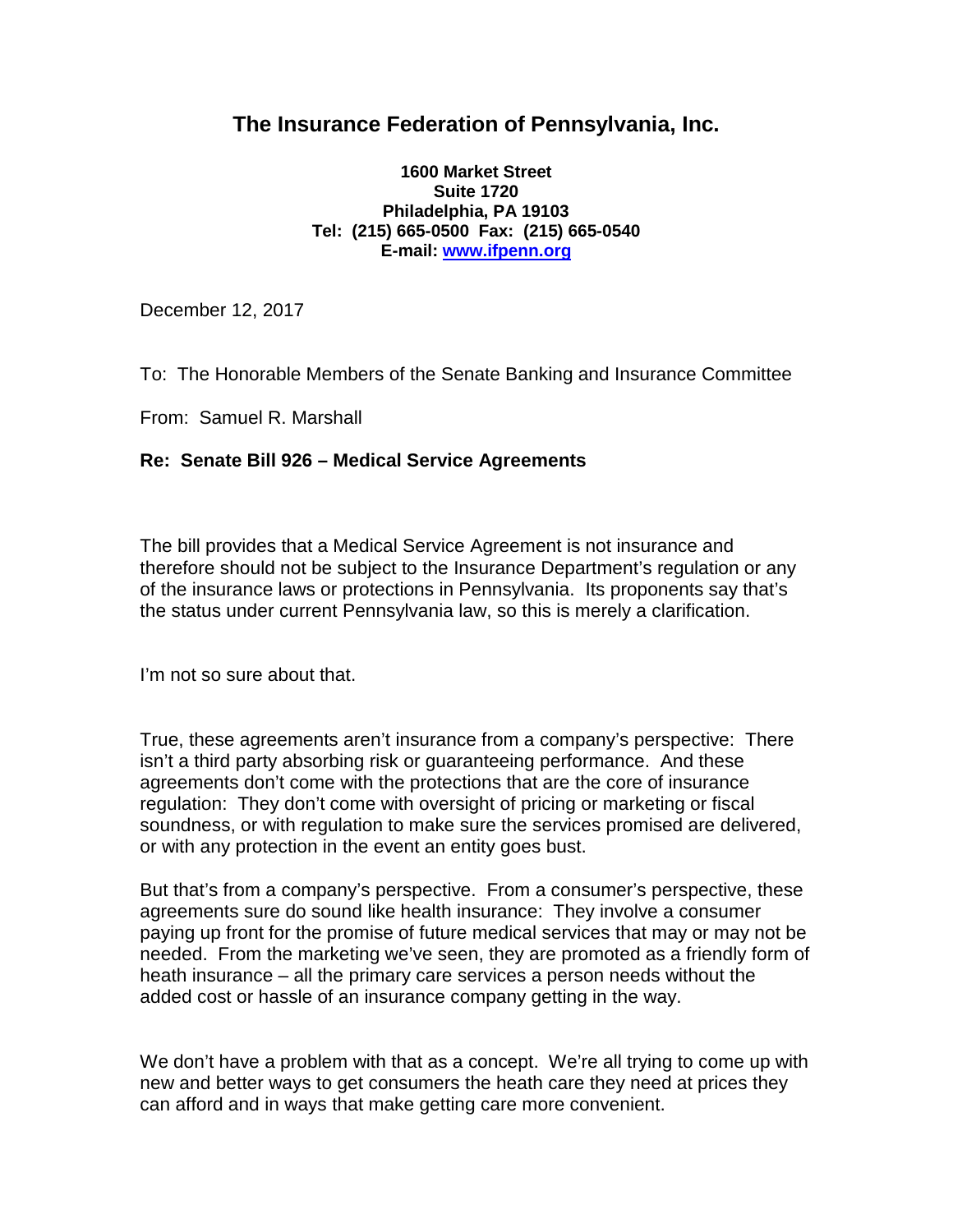## The Insurance Federation of Pennsylvania, Inc.

**1600 Market Street**
**Suite 1720**
**Philadelphia, PA 19103**
**Tel: (215) 665-0500 Fax: (215) 665-0540**
**E-mail: www.ifpenn.org**

December 12, 2017

To: The Honorable Members of the Senate Banking and Insurance Committee

From: Samuel R. Marshall

**Re: Senate Bill 926 – Medical Service Agreements**

The bill provides that a Medical Service Agreement is not insurance and therefore should not be subject to the Insurance Department's regulation or any of the insurance laws or protections in Pennsylvania. Its proponents say that's the status under current Pennsylvania law, so this is merely a clarification.

I'm not so sure about that.

True, these agreements aren't insurance from a company's perspective: There isn't a third party absorbing risk or guaranteeing performance. And these agreements don't come with the protections that are the core of insurance regulation: They don't come with oversight of pricing or marketing or fiscal soundness, or with regulation to make sure the services promised are delivered, or with any protection in the event an entity goes bust.

But that's from a company's perspective. From a consumer's perspective, these agreements sure do sound like health insurance: They involve a consumer paying up front for the promise of future medical services that may or may not be needed. From the marketing we've seen, they are promoted as a friendly form of heath insurance – all the primary care services a person needs without the added cost or hassle of an insurance company getting in the way.

We don't have a problem with that as a concept. We're all trying to come up with new and better ways to get consumers the heath care they need at prices they can afford and in ways that make getting care more convenient.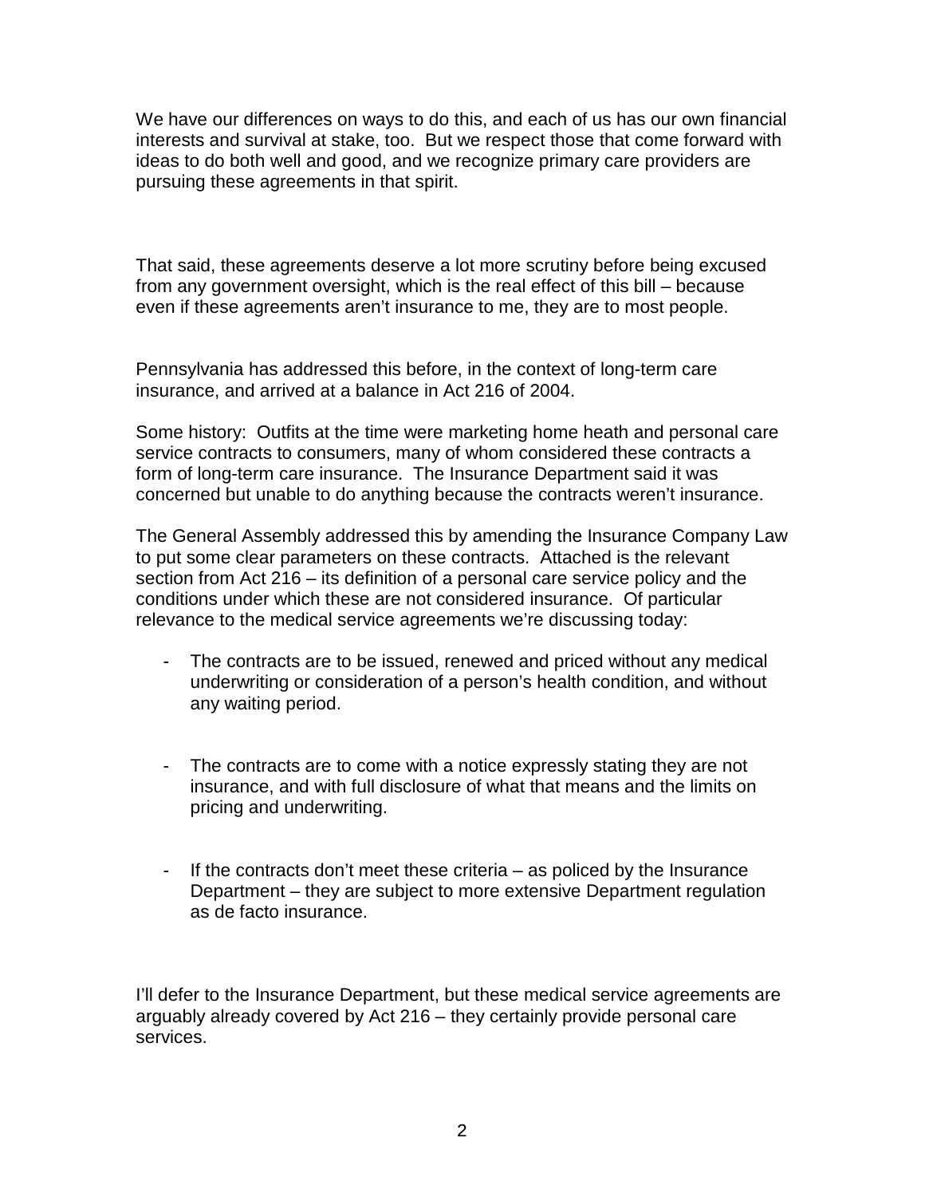We have our differences on ways to do this, and each of us has our own financial interests and survival at stake, too. But we respect those that come forward with ideas to do both well and good, and we recognize primary care providers are pursuing these agreements in that spirit.

That said, these agreements deserve a lot more scrutiny before being excused from any government oversight, which is the real effect of this bill – because even if these agreements aren't insurance to me, they are to most people.

Pennsylvania has addressed this before, in the context of long-term care insurance, and arrived at a balance in Act 216 of 2004.

Some history: Outfits at the time were marketing home heath and personal care service contracts to consumers, many of whom considered these contracts a form of long-term care insurance. The Insurance Department said it was concerned but unable to do anything because the contracts weren't insurance.

The General Assembly addressed this by amending the Insurance Company Law to put some clear parameters on these contracts. Attached is the relevant section from Act 216 – its definition of a personal care service policy and the conditions under which these are not considered insurance. Of particular relevance to the medical service agreements we're discussing today:

- The contracts are to be issued, renewed and priced without any medical underwriting or consideration of a person's health condition, and without any waiting period.

- The contracts are to come with a notice expressly stating they are not insurance, and with full disclosure of what that means and the limits on pricing and underwriting.

- If the contracts don't meet these criteria – as policed by the Insurance Department – they are subject to more extensive Department regulation as de facto insurance.

I'll defer to the Insurance Department, but these medical service agreements are arguably already covered by Act 216 – they certainly provide personal care services.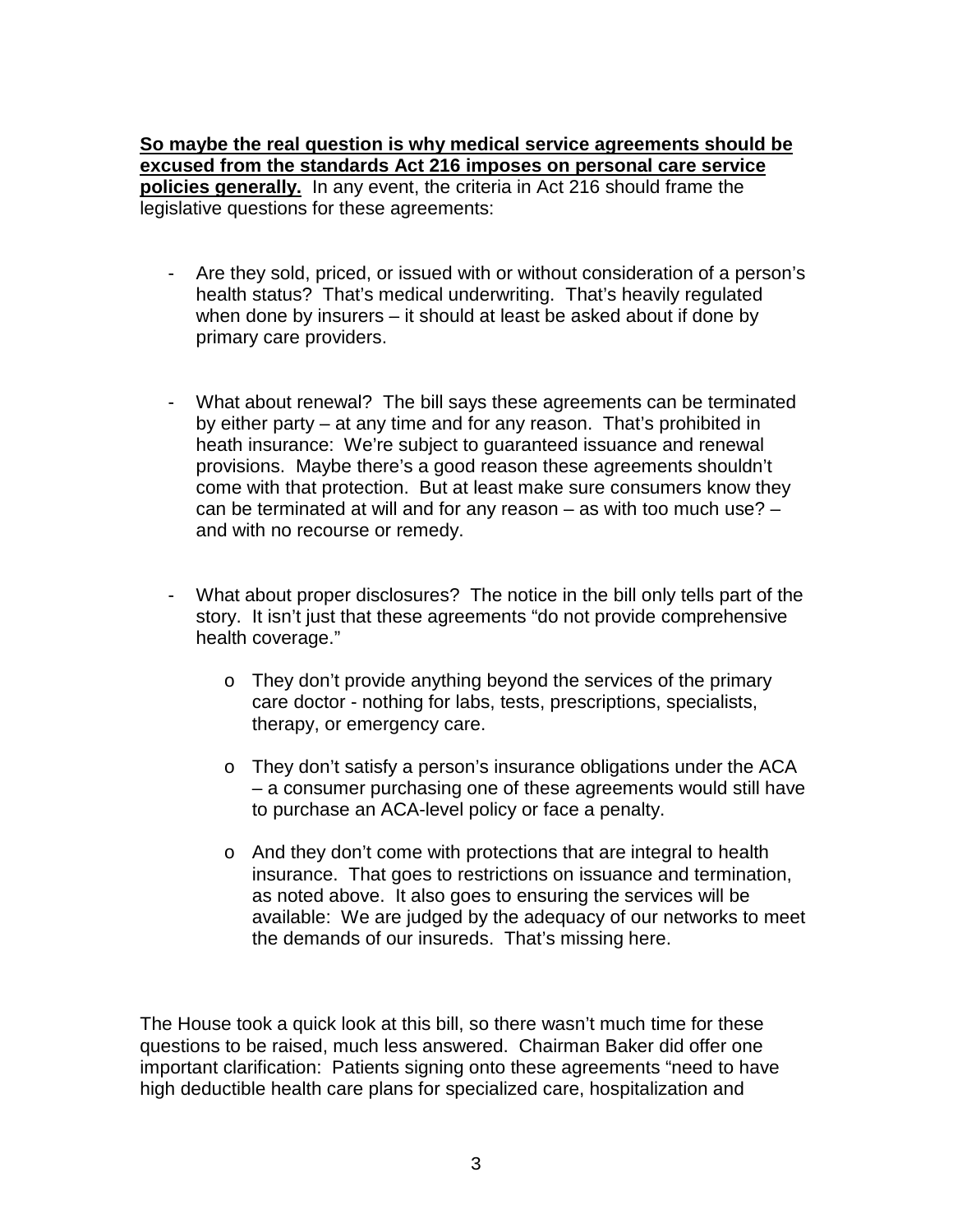**<u>So maybe the real question is why medical service agreements should be excused from the standards Act 216 imposes on personal care service policies generally.</u>** In any event, the criteria in Act 216 should frame the legislative questions for these agreements:

- Are they sold, priced, or issued with or without consideration of a person's health status? That's medical underwriting. That's heavily regulated when done by insurers – it should at least be asked about if done by primary care providers.

- What about renewal? The bill says these agreements can be terminated by either party – at any time and for any reason. That's prohibited in heath insurance: We're subject to guaranteed issuance and renewal provisions. Maybe there's a good reason these agreements shouldn't come with that protection. But at least make sure consumers know they can be terminated at will and for any reason – as with too much use? – and with no recourse or remedy.

- What about proper disclosures? The notice in the bill only tells part of the story. It isn't just that these agreements "do not provide comprehensive health coverage."
    - They don't provide anything beyond the services of the primary care doctor - nothing for labs, tests, prescriptions, specialists, therapy, or emergency care.
    - They don't satisfy a person's insurance obligations under the ACA – a consumer purchasing one of these agreements would still have to purchase an ACA-level policy or face a penalty.
    - And they don't come with protections that are integral to health insurance. That goes to restrictions on issuance and termination, as noted above. It also goes to ensuring the services will be available: We are judged by the adequacy of our networks to meet the demands of our insureds. That's missing here.

The House took a quick look at this bill, so there wasn't much time for these questions to be raised, much less answered. Chairman Baker did offer one important clarification: Patients signing onto these agreements "need to have high deductible health care plans for specialized care, hospitalization and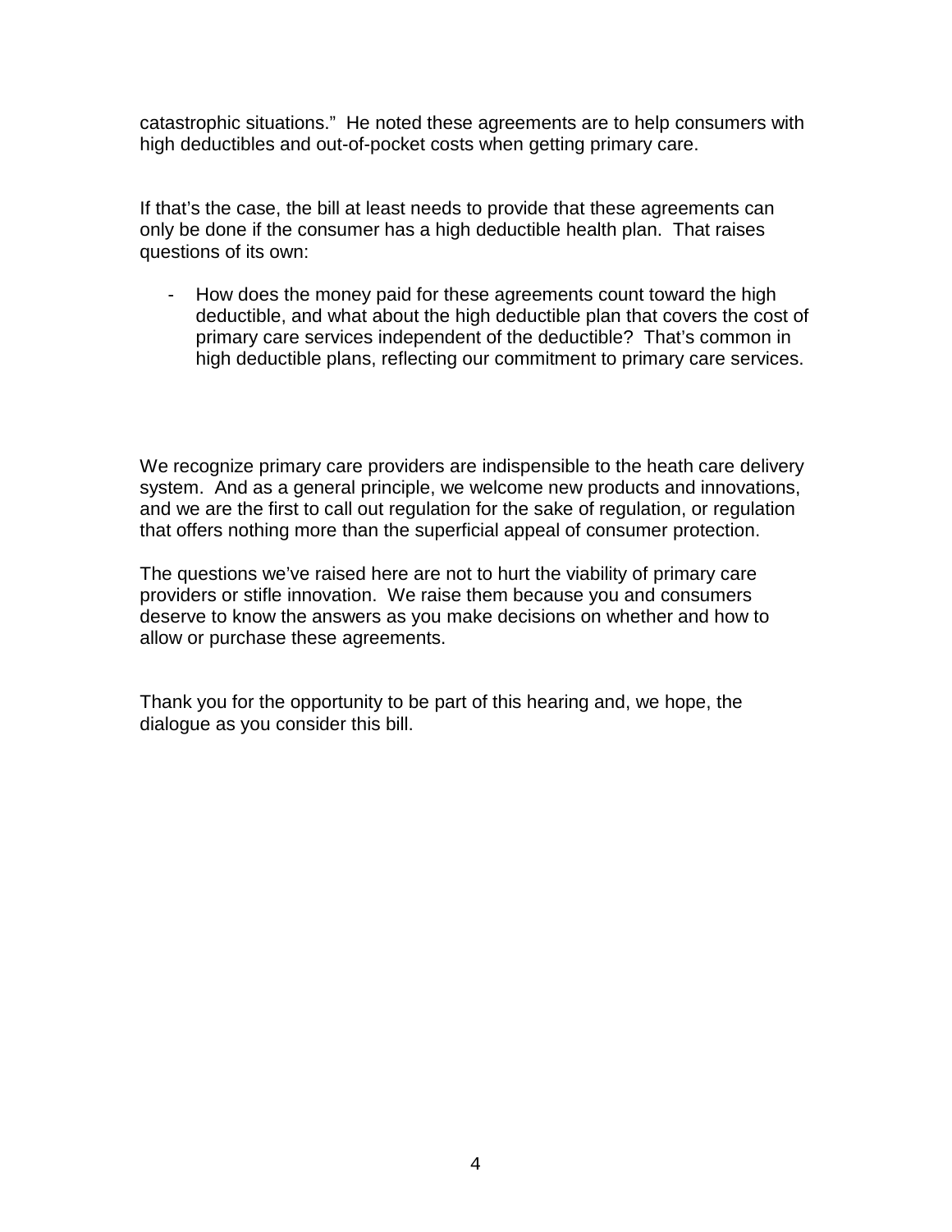catastrophic situations." He noted these agreements are to help consumers with high deductibles and out-of-pocket costs when getting primary care.

If that's the case, the bill at least needs to provide that these agreements can only be done if the consumer has a high deductible health plan. That raises questions of its own:

- How does the money paid for these agreements count toward the high deductible, and what about the high deductible plan that covers the cost of primary care services independent of the deductible? That's common in high deductible plans, reflecting our commitment to primary care services.

We recognize primary care providers are indispensible to the heath care delivery system. And as a general principle, we welcome new products and innovations, and we are the first to call out regulation for the sake of regulation, or regulation that offers nothing more than the superficial appeal of consumer protection.

The questions we've raised here are not to hurt the viability of primary care providers or stifle innovation. We raise them because you and consumers deserve to know the answers as you make decisions on whether and how to allow or purchase these agreements.

Thank you for the opportunity to be part of this hearing and, we hope, the dialogue as you consider this bill.